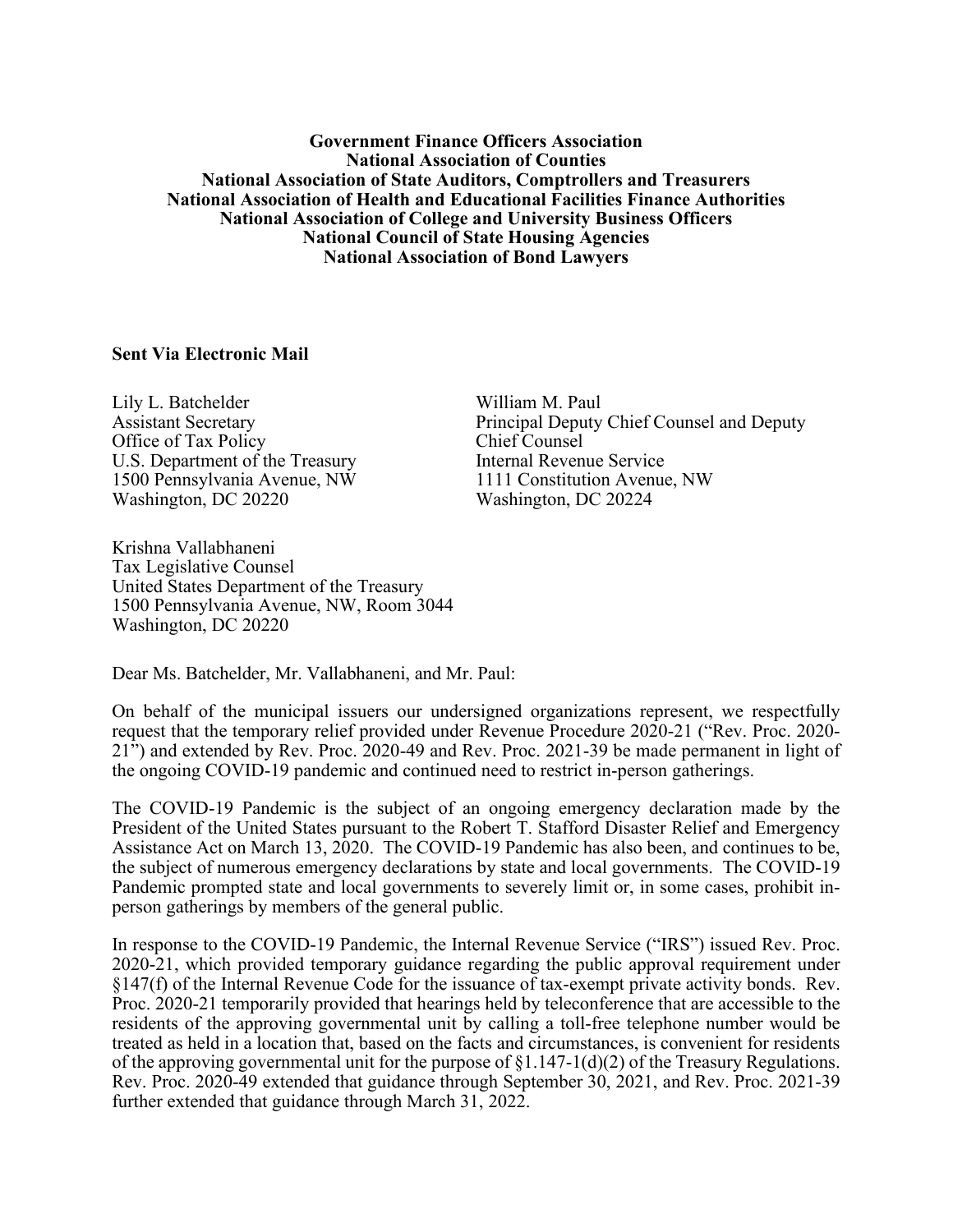**Government Finance Officers Association**
**National Association of Counties**
**National Association of State Auditors, Comptrollers and Treasurers**
**National Association of Health and Educational Facilities Finance Authorities**
**National Association of College and University Business Officers**
**National Council of State Housing Agencies**
**National Association of Bond Lawyers**

**Sent Via Electronic Mail**

Lily L. Batchelder
Assistant Secretary
Office of Tax Policy
U.S. Department of the Treasury
1500 Pennsylvania Avenue, NW
Washington, DC 20220

William M. Paul
Principal Deputy Chief Counsel and Deputy Chief Counsel
Internal Revenue Service
1111 Constitution Avenue, NW
Washington, DC 20224

Krishna Vallabhaneni
Tax Legislative Counsel
United States Department of the Treasury
1500 Pennsylvania Avenue, NW, Room 3044
Washington, DC 20220

Dear Ms. Batchelder, Mr. Vallabhaneni, and Mr. Paul:

On behalf of the municipal issuers our undersigned organizations represent, we respectfully request that the temporary relief provided under Revenue Procedure 2020-21 ("Rev. Proc. 2020-21") and extended by Rev. Proc. 2020-49 and Rev. Proc. 2021-39 be made permanent in light of the ongoing COVID-19 pandemic and continued need to restrict in-person gatherings.

The COVID-19 Pandemic is the subject of an ongoing emergency declaration made by the President of the United States pursuant to the Robert T. Stafford Disaster Relief and Emergency Assistance Act on March 13, 2020. The COVID-19 Pandemic has also been, and continues to be, the subject of numerous emergency declarations by state and local governments. The COVID-19 Pandemic prompted state and local governments to severely limit or, in some cases, prohibit in-person gatherings by members of the general public.

In response to the COVID-19 Pandemic, the Internal Revenue Service ("IRS") issued Rev. Proc. 2020-21, which provided temporary guidance regarding the public approval requirement under §147(f) of the Internal Revenue Code for the issuance of tax-exempt private activity bonds. Rev. Proc. 2020-21 temporarily provided that hearings held by teleconference that are accessible to the residents of the approving governmental unit by calling a toll-free telephone number would be treated as held in a location that, based on the facts and circumstances, is convenient for residents of the approving governmental unit for the purpose of §1.147-1(d)(2) of the Treasury Regulations. Rev. Proc. 2020-49 extended that guidance through September 30, 2021, and Rev. Proc. 2021-39 further extended that guidance through March 31, 2022.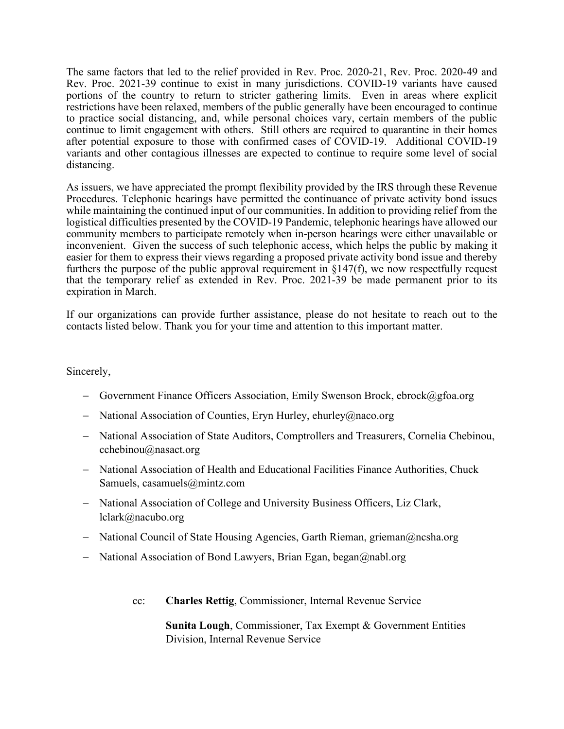The same factors that led to the relief provided in Rev. Proc. 2020-21, Rev. Proc. 2020-49 and Rev. Proc. 2021-39 continue to exist in many jurisdictions. COVID-19 variants have caused portions of the country to return to stricter gathering limits. Even in areas where explicit restrictions have been relaxed, members of the public generally have been encouraged to continue to practice social distancing, and, while personal choices vary, certain members of the public continue to limit engagement with others. Still others are required to quarantine in their homes after potential exposure to those with confirmed cases of COVID-19. Additional COVID-19 variants and other contagious illnesses are expected to continue to require some level of social distancing.

As issuers, we have appreciated the prompt flexibility provided by the IRS through these Revenue Procedures. Telephonic hearings have permitted the continuance of private activity bond issues while maintaining the continued input of our communities. In addition to providing relief from the logistical difficulties presented by the COVID-19 Pandemic, telephonic hearings have allowed our community members to participate remotely when in-person hearings were either unavailable or inconvenient. Given the success of such telephonic access, which helps the public by making it easier for them to express their views regarding a proposed private activity bond issue and thereby furthers the purpose of the public approval requirement in §147(f), we now respectfully request that the temporary relief as extended in Rev. Proc. 2021-39 be made permanent prior to its expiration in March.

If our organizations can provide further assistance, please do not hesitate to reach out to the contacts listed below. Thank you for your time and attention to this important matter.

Sincerely,

- Government Finance Officers Association, Emily Swenson Brock, ebrock@gfoa.org
- National Association of Counties, Eryn Hurley, ehurley@naco.org
- National Association of State Auditors, Comptrollers and Treasurers, Cornelia Chebinou, cchebinou@nasact.org
- National Association of Health and Educational Facilities Finance Authorities, Chuck Samuels, casamuels@mintz.com
- National Association of College and University Business Officers, Liz Clark, lclark@nacubo.org
- National Council of State Housing Agencies, Garth Rieman, grieman@ncsha.org
- National Association of Bond Lawyers, Brian Egan, began@nabl.org

cc: **Charles Rettig**, Commissioner, Internal Revenue Service

**Sunita Lough**, Commissioner, Tax Exempt & Government Entities Division, Internal Revenue Service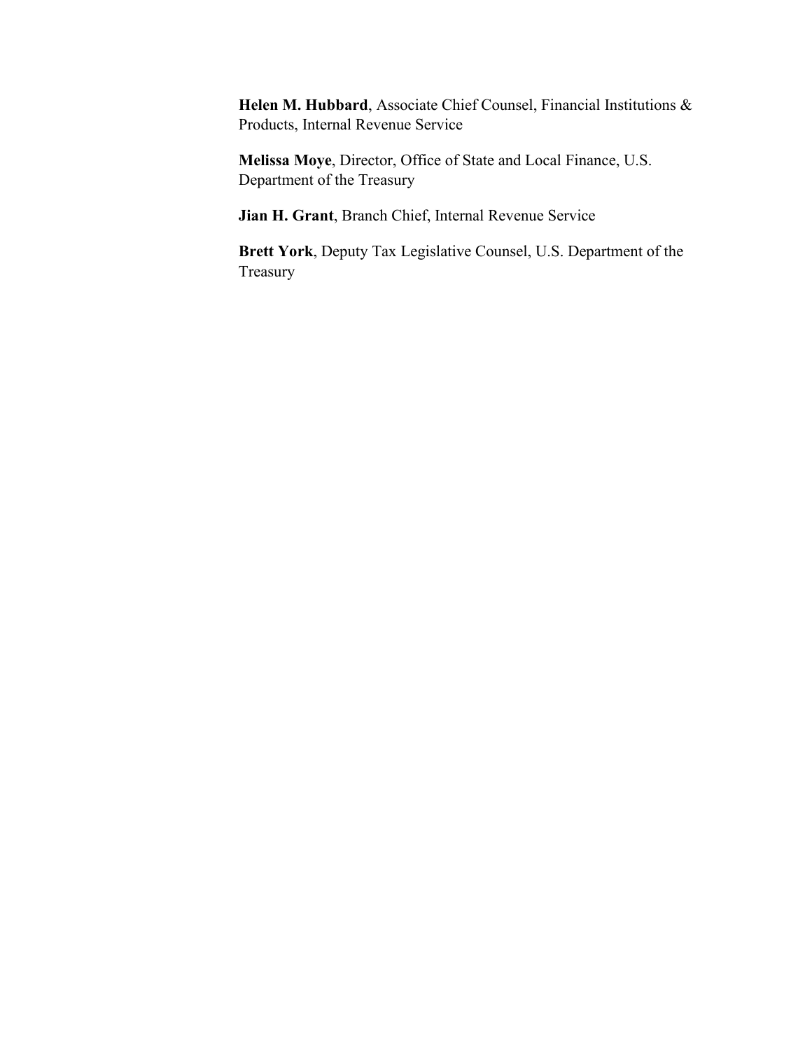**Helen M. Hubbard**, Associate Chief Counsel, Financial Institutions & Products, Internal Revenue Service

**Melissa Moye**, Director, Office of State and Local Finance, U.S. Department of the Treasury

**Jian H. Grant**, Branch Chief, Internal Revenue Service

**Brett York**, Deputy Tax Legislative Counsel, U.S. Department of the Treasury